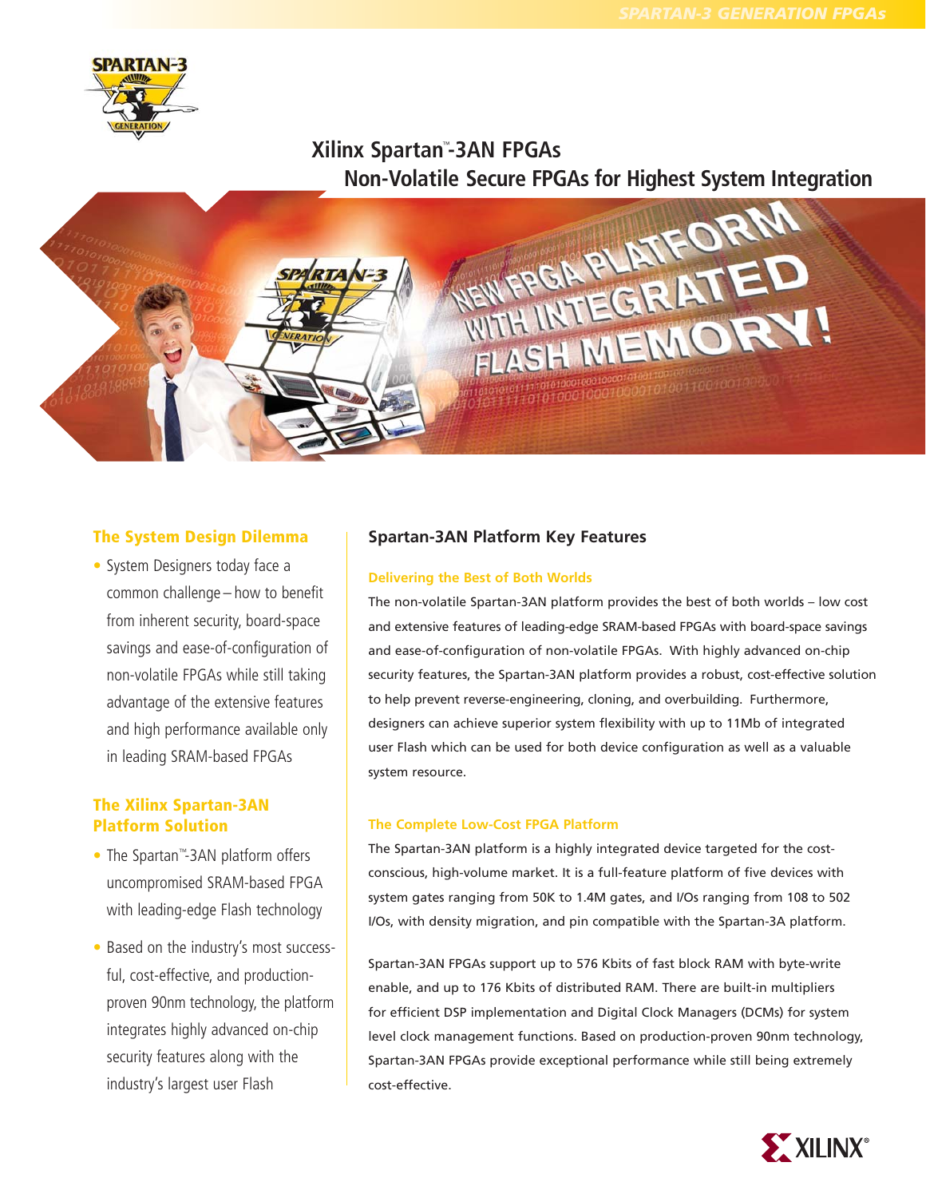# Xilinx Spartan™-3AN FPGAs

## Non-Volatile Secure FPGAs for Highest System Integration

### The System Design Dilemma

- System Designers today face a common challenge – how to benefit from inherent security, board-space savings and ease-of-configuration of non-volatile FPGAs while still taking advantage of the extensive features and high performance available only in leading SRAM-based FPGAs

### The Xilinx Spartan-3AN Platform Solution

- The Spartan™-3AN platform offers uncompromised SRAM-based FPGA with leading-edge Flash technology
- Based on the industry's most successful, cost-effective, and production-proven 90nm technology, the platform integrates highly advanced on-chip security features along with the industry's largest user Flash

## Spartan-3AN Platform Key Features

### Delivering the Best of Both Worlds

The non-volatile Spartan-3AN platform provides the best of both worlds – low cost and extensive features of leading-edge SRAM-based FPGAs with board-space savings and ease-of-configuration of non-volatile FPGAs. With highly advanced on-chip security features, the Spartan-3AN platform provides a robust, cost-effective solution to help prevent reverse-engineering, cloning, and overbuilding. Furthermore, designers can achieve superior system flexibility with up to 11Mb of integrated user Flash which can be used for both device configuration as well as a valuable system resource.

### The Complete Low-Cost FPGA Platform

The Spartan-3AN platform is a highly integrated device targeted for the cost-conscious, high-volume market. It is a full-feature platform of five devices with system gates ranging from 50K to 1.4M gates, and I/Os ranging from 108 to 502 I/Os, with density migration, and pin compatible with the Spartan-3A platform.

Spartan-3AN FPGAs support up to 576 Kbits of fast block RAM with byte-write enable, and up to 176 Kbits of distributed RAM. There are built-in multipliers for efficient DSP implementation and Digital Clock Managers (DCMs) for system level clock management functions. Based on production-proven 90nm technology, Spartan-3AN FPGAs provide exceptional performance while still being extremely cost-effective.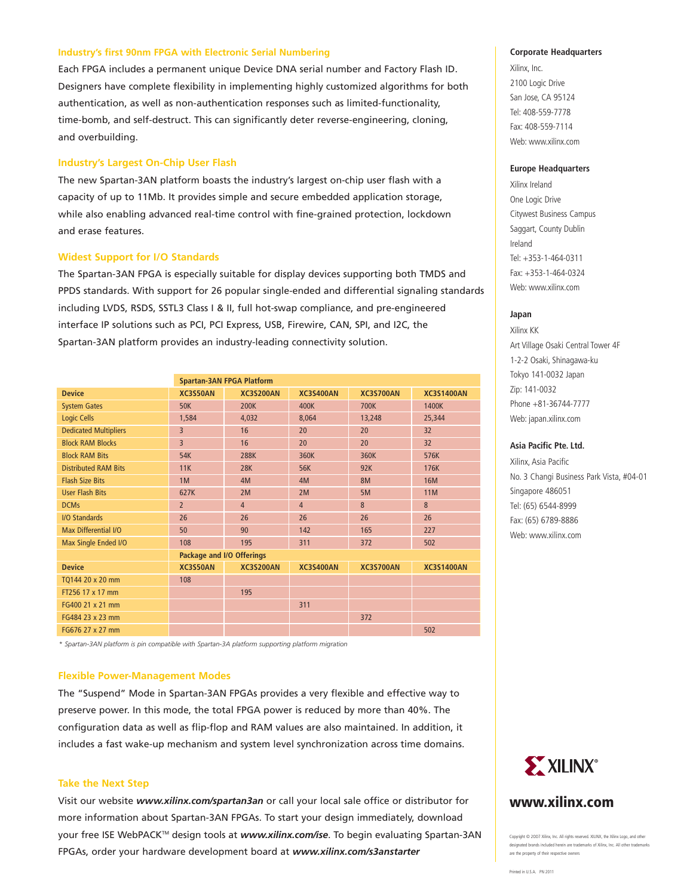### Industry's first 90nm FPGA with Electronic Serial Numbering

Each FPGA includes a permanent unique Device DNA serial number and Factory Flash ID. Designers have complete flexibility in implementing highly customized algorithms for both authentication, as well as non-authentication responses such as limited-functionality, time-bomb, and self-destruct. This can significantly deter reverse-engineering, cloning, and overbuilding.

### Industry's Largest On-Chip User Flash

The new Spartan-3AN platform boasts the industry's largest on-chip user flash with a capacity of up to 11Mb. It provides simple and secure embedded application storage, while also enabling advanced real-time control with fine-grained protection, lockdown and erase features.

### Widest Support for I/O Standards

The Spartan-3AN FPGA is especially suitable for display devices supporting both TMDS and PPDS standards. With support for 26 popular single-ended and differential signaling standards including LVDS, RSDS, SSTL3 Class I & II, full hot-swap compliance, and pre-engineered interface IP solutions such as PCI, PCI Express, USB, Firewire, CAN, SPI, and I2C, the Spartan-3AN platform provides an industry-leading connectivity solution.

| | Spartan-3AN FPGA Platform | | | | |
|---|---|---|---|---|---|
| **Device** | **XC3S50AN** | **XC3S200AN** | **XC3S400AN** | **XC3S700AN** | **XC3S1400AN** |
| System Gates | 50K | 200K | 400K | 700K | 1400K |
| Logic Cells | 1,584 | 4,032 | 8,064 | 13,248 | 25,344 |
| Dedicated Multipliers | 3 | 16 | 20 | 20 | 32 |
| Block RAM Blocks | 3 | 16 | 20 | 20 | 32 |
| Block RAM Bits | 54K | 288K | 360K | 360K | 576K |
| Distributed RAM Bits | 11K | 28K | 56K | 92K | 176K |
| Flash Size Bits | 1M | 4M | 4M | 8M | 16M |
| User Flash Bits | 627K | 2M | 2M | 5M | 11M |
| DCMs | 2 | 4 | 4 | 8 | 8 |
| I/O Standards | 26 | 26 | 26 | 26 | 26 |
| Max Differential I/O | 50 | 90 | 142 | 165 | 227 |
| Max Single Ended I/O | 108 | 195 | 311 | 372 | 502 |
| | **Package and I/O Offerings** | | | | |
| **Device** | **XC3S50AN** | **XC3S200AN** | **XC3S400AN** | **XC3S700AN** | **XC3S1400AN** |
| TQ144 20 x 20 mm | 108 | | | | |
| FT256 17 x 17 mm | | 195 | | | |
| FG400 21 x 21 mm | | | 311 | | |
| FG484 23 x 23 mm | | | | 372 | |
| FG676 27 x 27 mm | | | | | 502 |

*\* Spartan-3AN platform is pin compatible with Spartan-3A platform supporting platform migration*

### Flexible Power-Management Modes

The "Suspend" Mode in Spartan-3AN FPGAs provides a very flexible and effective way to preserve power. In this mode, the total FPGA power is reduced by more than 40%. The configuration data as well as flip-flop and RAM values are also maintained. In addition, it includes a fast wake-up mechanism and system level synchronization across time domains.

### Take the Next Step

Visit our website ***www.xilinx.com/spartan3an*** or call your local sale office or distributor for more information about Spartan-3AN FPGAs. To start your design immediately, download your free ISE WebPACK™ design tools at ***www.xilinx.com/ise***. To begin evaluating Spartan-3AN FPGAs, order your hardware development board at ***www.xilinx.com/s3anstarter***

**Corporate Headquarters**

Xilinx, Inc.
2100 Logic Drive
San Jose, CA 95124
Tel: 408-559-7778
Fax: 408-559-7114
Web: www.xilinx.com

**Europe Headquarters**

Xilinx Ireland
One Logic Drive
Citywest Business Campus
Saggart, County Dublin
Ireland
Tel: +353-1-464-0311
Fax: +353-1-464-0324
Web: www.xilinx.com

**Japan**

Xilinx KK
Art Village Osaki Central Tower 4F
1-2-2 Osaki, Shinagawa-ku
Tokyo 141-0032 Japan
Zip: 141-0032
Phone +81-36744-7777
Web: japan.xilinx.com

**Asia Pacific Pte. Ltd.**

Xilinx, Asia Pacific
No. 3 Changi Business Park Vista, #04-01
Singapore 486051
Tel: (65) 6544-8999
Fax: (65) 6789-8886
Web: www.xilinx.com

XILINX®

**www.xilinx.com**

Copyright © 2007 Xilinx, Inc. All rights reserved. XILINX, the Xilinx Logo, and other designated brands included herein are trademarks of Xilinx, Inc. All other trademarks are the property of their respective owners

Printed in U.S.A. PN 2011